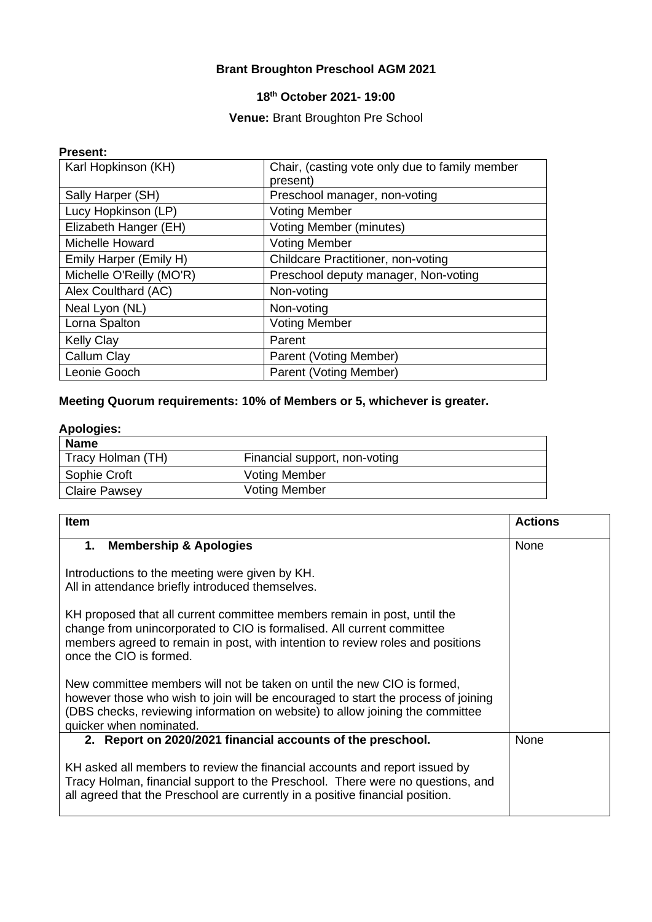# Brant Broughton Preschool AGM 2021

**18th October 2021- 19:00**

**Venue:** Brant Broughton Pre School

**Present:**

| | |
|---|---|
| Karl Hopkinson (KH) | Chair, (casting vote only due to family member present) |
| Sally Harper (SH) | Preschool manager, non-voting |
| Lucy Hopkinson (LP) | Voting Member |
| Elizabeth Hanger (EH) | Voting Member (minutes) |
| Michelle Howard | Voting Member |
| Emily Harper (Emily H) | Childcare Practitioner, non-voting |
| Michelle O'Reilly (MO'R) | Preschool deputy manager, Non-voting |
| Alex Coulthard (AC) | Non-voting |
| Neal Lyon (NL) | Non-voting |
| Lorna Spalton | Voting Member |
| Kelly Clay | Parent |
| Callum Clay | Parent (Voting Member) |
| Leonie Gooch | Parent (Voting Member) |

**Meeting Quorum requirements: 10% of Members or 5, whichever is greater.**

**Apologies:**

| Name | |
|---|---|
| Tracy Holman (TH) | Financial support, non-voting |
| Sophie Croft | Voting Member |
| Claire Pawsey | Voting Member |

| Item | Actions |
|---|---|
| **1. Membership & Apologies**<br><br>Introductions to the meeting were given by KH.<br>All in attendance briefly introduced themselves.<br><br>KH proposed that all current committee members remain in post, until the change from unincorporated to CIO is formalised. All current committee members agreed to remain in post, with intention to review roles and positions once the CIO is formed.<br><br>New committee members will not be taken on until the new CIO is formed, however those who wish to join will be encouraged to start the process of joining (DBS checks, reviewing information on website) to allow joining the committee quicker when nominated. | None |
| **2. Report on 2020/2021 financial accounts of the preschool.**<br><br>KH asked all members to review the financial accounts and report issued by Tracy Holman, financial support to the Preschool. There were no questions, and all agreed that the Preschool are currently in a positive financial position. | None |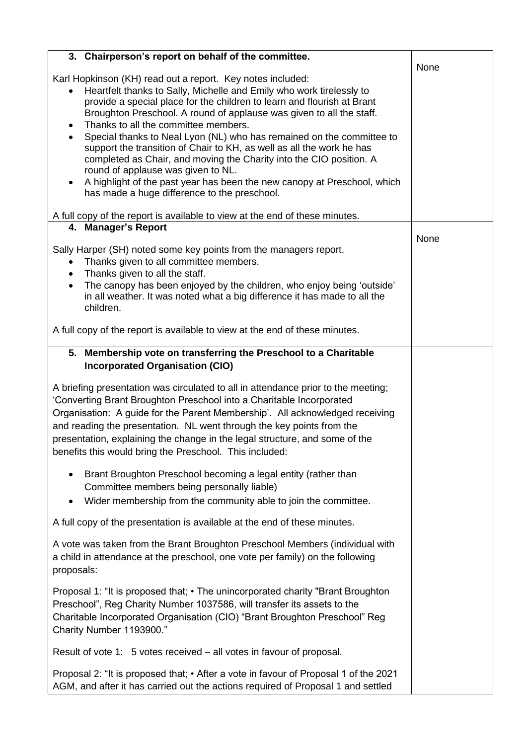| 3. **Chairperson's report on behalf of the committee.**<br><br>Karl Hopkinson (KH) read out a report. Key notes included:<br>• Heartfelt thanks to Sally, Michelle and Emily who work tirelessly to provide a special place for the children to learn and flourish at Brant Broughton Preschool. A round of applause was given to all the staff.<br>• Thanks to all the committee members.<br>• Special thanks to Neal Lyon (NL) who has remained on the committee to support the transition of Chair to KH, as well as all the work he has completed as Chair, and moving the Charity into the CIO position. A round of applause was given to NL.<br>• A highlight of the past year has been the new canopy at Preschool, which has made a huge difference to the preschool.<br><br>A full copy of the report is available to view at the end of these minutes. | None |
|---|---|
| 4. **Manager's Report**<br><br>Sally Harper (SH) noted some key points from the managers report.<br>• Thanks given to all committee members.<br>• Thanks given to all the staff.<br>• The canopy has been enjoyed by the children, who enjoy being 'outside' in all weather. It was noted what a big difference it has made to all the children.<br><br>A full copy of the report is available to view at the end of these minutes. | None |
| 5. **Membership vote on transferring the Preschool to a Charitable Incorporated Organisation (CIO)**<br><br>A briefing presentation was circulated to all in attendance prior to the meeting; 'Converting Brant Broughton Preschool into a Charitable Incorporated Organisation: A guide for the Parent Membership'. All acknowledged receiving and reading the presentation. NL went through the key points from the presentation, explaining the change in the legal structure, and some of the benefits this would bring the Preschool. This included:<br><br>• Brant Broughton Preschool becoming a legal entity (rather than Committee members being personally liable)<br>• Wider membership from the community able to join the committee.<br><br>A full copy of the presentation is available at the end of these minutes.<br><br>A vote was taken from the Brant Broughton Preschool Members (individual with a child in attendance at the preschool, one vote per family) on the following proposals:<br><br>Proposal 1: "It is proposed that; • The unincorporated charity "Brant Broughton Preschool", Reg Charity Number 1037586, will transfer its assets to the Charitable Incorporated Organisation (CIO) "Brant Broughton Preschool" Reg Charity Number 1193900."<br><br>Result of vote 1: 5 votes received – all votes in favour of proposal.<br><br>Proposal 2: "It is proposed that; • After a vote in favour of Proposal 1 of the 2021 AGM, and after it has carried out the actions required of Proposal 1 and settled | |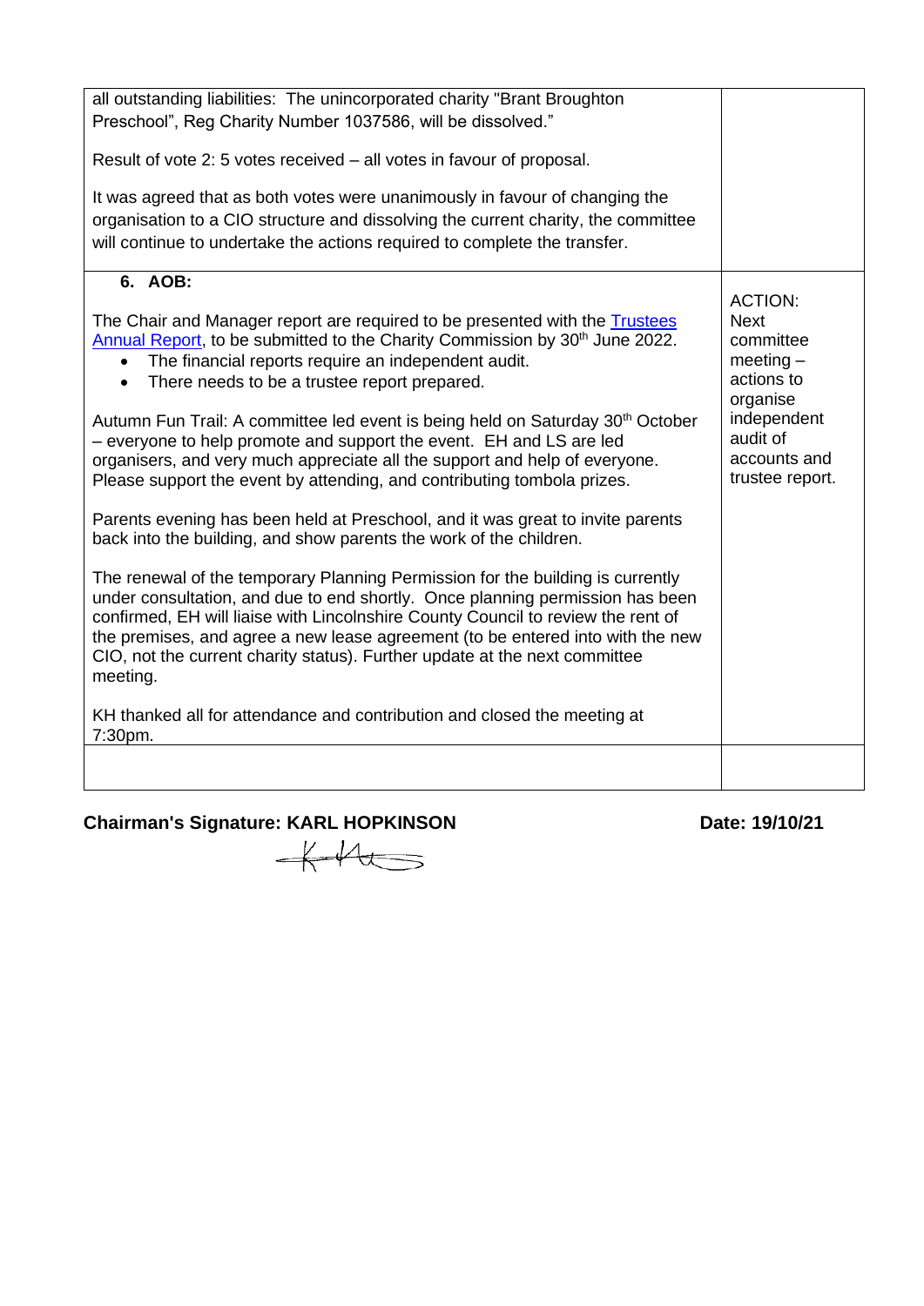| | |
|---|---|
| all outstanding liabilities: The unincorporated charity "Brant Broughton Preschool", Reg Charity Number 1037586, will be dissolved."<br><br>Result of vote 2: 5 votes received – all votes in favour of proposal.<br><br>It was agreed that as both votes were unanimously in favour of changing the organisation to a CIO structure and dissolving the current charity, the committee will continue to undertake the actions required to complete the transfer. | |
| **6. AOB:**<br><br>The Chair and Manager report are required to be presented with the [Trustees Annual Report](), to be submitted to the Charity Commission by 30th June 2022.<br>• The financial reports require an independent audit.<br>• There needs to be a trustee report prepared.<br><br>Autumn Fun Trail: A committee led event is being held on Saturday 30th October – everyone to help promote and support the event. EH and LS are led organisers, and very much appreciate all the support and help of everyone. Please support the event by attending, and contributing tombola prizes.<br><br>Parents evening has been held at Preschool, and it was great to invite parents back into the building, and show parents the work of the children.<br><br>The renewal of the temporary Planning Permission for the building is currently under consultation, and due to end shortly. Once planning permission has been confirmed, EH will liaise with Lincolnshire County Council to review the rent of the premises, and agree a new lease agreement (to be entered into with the new CIO, not the current charity status). Further update at the next committee meeting.<br><br>KH thanked all for attendance and contribution and closed the meeting at 7:30pm. | ACTION:<br>Next committee meeting – actions to organise independent audit of accounts and trustee report. |
| | |

**Chairman's Signature: KARL HOPKINSON** **Date: 19/10/21**